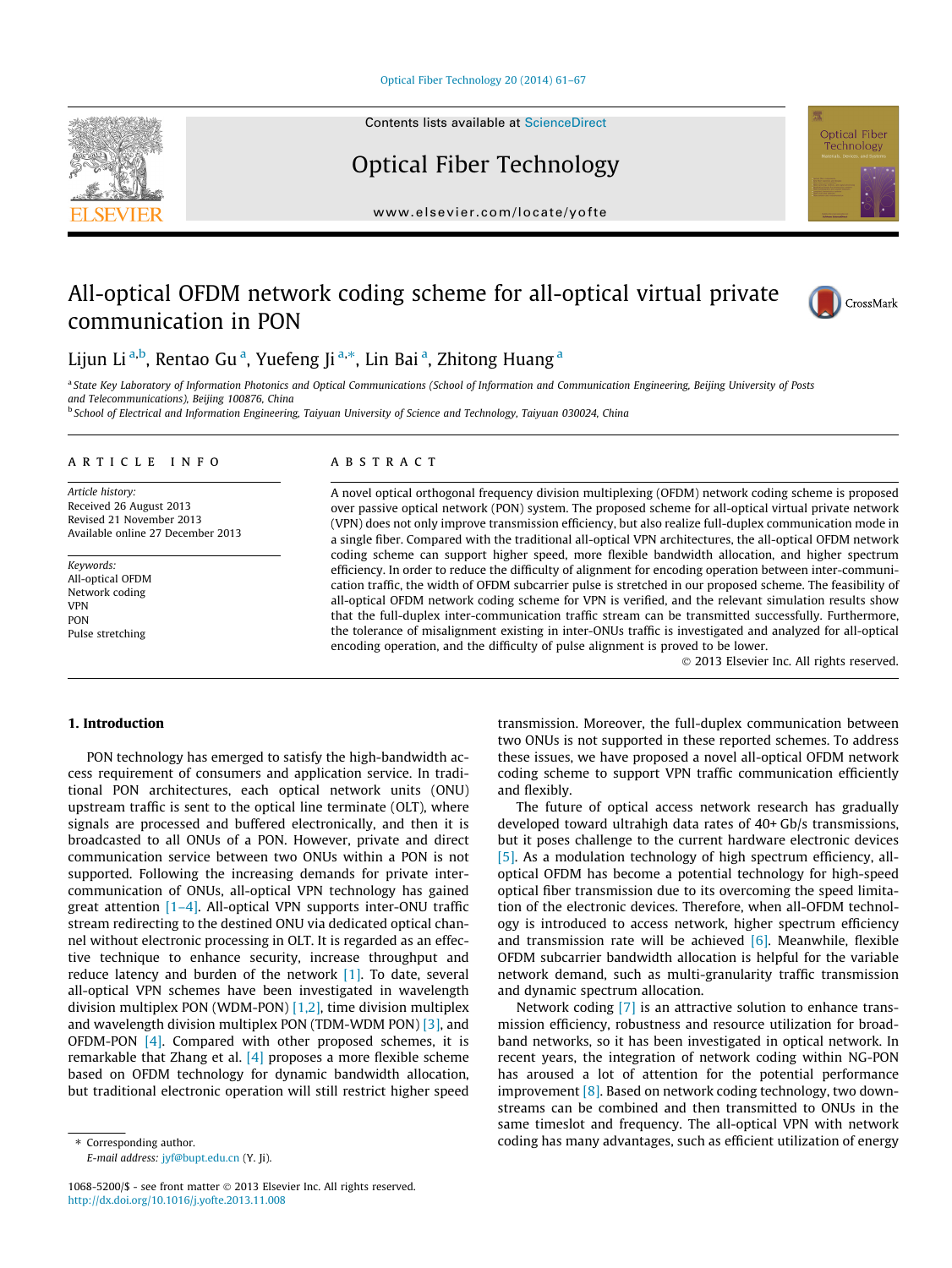# All-optical OFDM network coding scheme for all-optical virtual private communication in PON

Lijun Li [a,b], Rentao Gu [a], Yuefeng Ji [a,*], Lin Bai [a], Zhitong Huang [a]

[a] State Key Laboratory of Information Photonics and Optical Communications (School of Information and Communication Engineering, Beijing University of Posts and Telecommunications), Beijing 100876, China

[b] School of Electrical and Information Engineering, Taiyuan University of Science and Technology, Taiyuan 030024, China

## ARTICLE INFO

*Article history:*
Received 26 August 2013
Revised 21 November 2013
Available online 27 December 2013

*Keywords:*
All-optical OFDM
Network coding
VPN
PON
Pulse stretching

## ABSTRACT

A novel optical orthogonal frequency division multiplexing (OFDM) network coding scheme is proposed over passive optical network (PON) system. The proposed scheme for all-optical virtual private network (VPN) does not only improve transmission efficiency, but also realize full-duplex communication mode in a single fiber. Compared with the traditional all-optical VPN architectures, the all-optical OFDM network coding scheme can support higher speed, more flexible bandwidth allocation, and higher spectrum efficiency. In order to reduce the difficulty of alignment for encoding operation between inter-communication traffic, the width of OFDM subcarrier pulse is stretched in our proposed scheme. The feasibility of all-optical OFDM network coding scheme for VPN is verified, and the relevant simulation results show that the full-duplex inter-communication traffic stream can be transmitted successfully. Furthermore, the tolerance of misalignment existing in inter-ONUs traffic is investigated and analyzed for all-optical encoding operation, and the difficulty of pulse alignment is proved to be lower.

© 2013 Elsevier Inc. All rights reserved.

## 1. Introduction

PON technology has emerged to satisfy the high-bandwidth access requirement of consumers and application service. In traditional PON architectures, each optical network units (ONU) upstream traffic is sent to the optical line terminate (OLT), where signals are processed and buffered electronically, and then it is broadcasted to all ONUs of a PON. However, private and direct communication service between two ONUs within a PON is not supported. Following the increasing demands for private inter-communication of ONUs, all-optical VPN technology has gained great attention [1–4]. All-optical VPN supports inter-ONU traffic stream redirecting to the destined ONU via dedicated optical channel without electronic processing in OLT. It is regarded as an effective technique to enhance security, increase throughput and reduce latency and burden of the network [1]. To date, several all-optical VPN schemes have been investigated in wavelength division multiplex PON (WDM-PON) [1,2], time division multiplex and wavelength division multiplex PON (TDM-WDM PON) [3], and OFDM-PON [4]. Compared with other proposed schemes, it is remarkable that Zhang et al. [4] proposes a more flexible scheme based on OFDM technology for dynamic bandwidth allocation, but traditional electronic operation will still restrict higher speed transmission. Moreover, the full-duplex communication between two ONUs is not supported in these reported schemes. To address these issues, we have proposed a novel all-optical OFDM network coding scheme to support VPN traffic communication efficiently and flexibly.

The future of optical access network research has gradually developed toward ultrahigh data rates of 40+ Gb/s transmissions, but it poses challenge to the current hardware electronic devices [5]. As a modulation technology of high spectrum efficiency, all-optical OFDM has become a potential technology for high-speed optical fiber transmission due to its overcoming the speed limitation of the electronic devices. Therefore, when all-OFDM technology is introduced to access network, higher spectrum efficiency and transmission rate will be achieved [6]. Meanwhile, flexible OFDM subcarrier bandwidth allocation is helpful for the variable network demand, such as multi-granularity traffic transmission and dynamic spectrum allocation.

Network coding [7] is an attractive solution to enhance transmission efficiency, robustness and resource utilization for broadband networks, so it has been investigated in optical network. In recent years, the integration of network coding within NG-PON has aroused a lot of attention for the potential performance improvement [8]. Based on network coding technology, two downstreams can be combined and then transmitted to ONUs in the same timeslot and frequency. The all-optical VPN with network coding has many advantages, such as efficient utilization of energy

* Corresponding author.
E-mail address: jyf@bupt.edu.cn (Y. Ji).

1068-5200/$ - see front matter © 2013 Elsevier Inc. All rights reserved.
http://dx.doi.org/10.1016/j.yofte.2013.11.008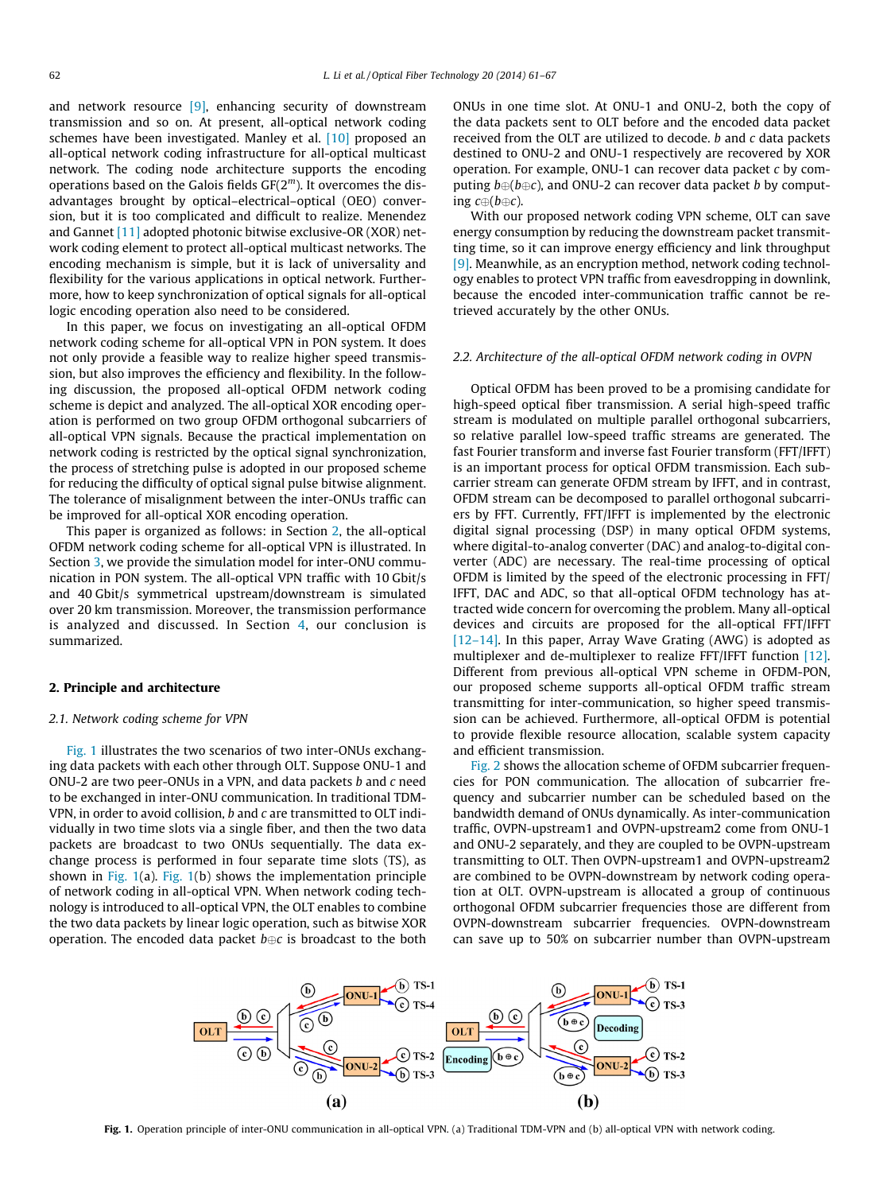and network resource [9], enhancing security of downstream transmission and so on. At present, all-optical network coding schemes have been investigated. Manley et al. [10] proposed an all-optical network coding infrastructure for all-optical multicast network. The coding node architecture supports the encoding operations based on the Galois fields GF($2^m$). It overcomes the disadvantages brought by optical–electrical–optical (OEO) conversion, but it is too complicated and difficult to realize. Menendez and Gannet [11] adopted photonic bitwise exclusive-OR (XOR) network coding element to protect all-optical multicast networks. The encoding mechanism is simple, but it is lack of universality and flexibility for the various applications in optical network. Furthermore, how to keep synchronization of optical signals for all-optical logic encoding operation also need to be considered.

In this paper, we focus on investigating an all-optical OFDM network coding scheme for all-optical VPN in PON system. It does not only provide a feasible way to realize higher speed transmission, but also improves the efficiency and flexibility. In the following discussion, the proposed all-optical OFDM network coding scheme is depict and analyzed. The all-optical XOR encoding operation is performed on two group OFDM orthogonal subcarriers of all-optical VPN signals. Because the practical implementation on network coding is restricted by the optical signal synchronization, the process of stretching pulse is adopted in our proposed scheme for reducing the difficulty of optical signal pulse bitwise alignment. The tolerance of misalignment between the inter-ONUs traffic can be improved for all-optical XOR encoding operation.

This paper is organized as follows: in Section 2, the all-optical OFDM network coding scheme for all-optical VPN is illustrated. In Section 3, we provide the simulation model for inter-ONU communication in PON system. The all-optical VPN traffic with 10 Gbit/s and 40 Gbit/s symmetrical upstream/downstream is simulated over 20 km transmission. Moreover, the transmission performance is analyzed and discussed. In Section 4, our conclusion is summarized.

## 2. Principle and architecture

### 2.1. Network coding scheme for VPN

Fig. 1 illustrates the two scenarios of two inter-ONUs exchanging data packets with each other through OLT. Suppose ONU-1 and ONU-2 are two peer-ONUs in a VPN, and data packets $b$ and $c$ need to be exchanged in inter-ONU communication. In traditional TDM-VPN, in order to avoid collision, $b$ and $c$ are transmitted to OLT individually in two time slots via a single fiber, and then the two data packets are broadcast to two ONUs sequentially. The data exchange process is performed in four separate time slots (TS), as shown in Fig. 1(a). Fig. 1(b) shows the implementation principle of network coding in all-optical VPN. When network coding technology is introduced to all-optical VPN, the OLT enables to combine the two data packets by linear logic operation, such as bitwise XOR operation. The encoded data packet $b \oplus c$ is broadcast to the both ONUs in one time slot. At ONU-1 and ONU-2, both the copy of the data packets sent to OLT before and the encoded data packet received from the OLT are utilized to decode. $b$ and $c$ data packets destined to ONU-2 and ONU-1 respectively are recovered by XOR operation. For example, ONU-1 can recover data packet $c$ by computing $b \oplus (b \oplus c)$, and ONU-2 can recover data packet $b$ by computing $c \oplus (b \oplus c)$.

With our proposed network coding VPN scheme, OLT can save energy consumption by reducing the downstream packet transmitting time, so it can improve energy efficiency and link throughput [9]. Meanwhile, as an encryption method, network coding technology enables to protect VPN traffic from eavesdropping in downlink, because the encoded inter-communication traffic cannot be retrieved accurately by the other ONUs.

### 2.2. Architecture of the all-optical OFDM network coding in OVPN

Optical OFDM has been proved to be a promising candidate for high-speed optical fiber transmission. A serial high-speed traffic stream is modulated on multiple parallel orthogonal subcarriers, so relative parallel low-speed traffic streams are generated. The fast Fourier transform and inverse fast Fourier transform (FFT/IFFT) is an important process for optical OFDM transmission. Each subcarrier stream can generate OFDM stream by IFFT, and in contrast, OFDM stream can be decomposed to parallel orthogonal subcarriers by FFT. Currently, FFT/IFFT is implemented by the electronic digital signal processing (DSP) in many optical OFDM systems, where digital-to-analog converter (DAC) and analog-to-digital converter (ADC) are necessary. The real-time processing of optical OFDM is limited by the speed of the electronic processing in FFT/IFFT, DAC and ADC, so that all-optical OFDM technology has attracted wide concern for overcoming the problem. Many all-optical devices and circuits are proposed for the all-optical FFT/IFFT [12–14]. In this paper, Array Wave Grating (AWG) is adopted as multiplexer and de-multiplexer to realize FFT/IFFT function [12]. Different from previous all-optical VPN scheme in OFDM-PON, our proposed scheme supports all-optical OFDM traffic stream transmitting for inter-communication, so higher speed transmission can be achieved. Furthermore, all-optical OFDM is potential to provide flexible resource allocation, scalable system capacity and efficient transmission.

Fig. 2 shows the allocation scheme of OFDM subcarrier frequencies for PON communication. The allocation of subcarrier frequency and subcarrier number can be scheduled based on the bandwidth demand of ONUs dynamically. As inter-communication traffic, OVPN-upstream1 and OVPN-upstream2 come from ONU-1 and ONU-2 separately, and they are coupled to be OVPN-upstream transmitting to OLT. Then OVPN-upstream1 and OVPN-upstream2 are combined to be OVPN-downstream by network coding operation at OLT. OVPN-upstream is allocated a group of continuous orthogonal OFDM subcarrier frequencies those are different from OVPN-downstream subcarrier frequencies. OVPN-downstream can save up to 50% on subcarrier number than OVPN-upstream

Fig. 1. Operation principle of inter-ONU communication in all-optical VPN. (a) Traditional TDM-VPN and (b) all-optical VPN with network coding.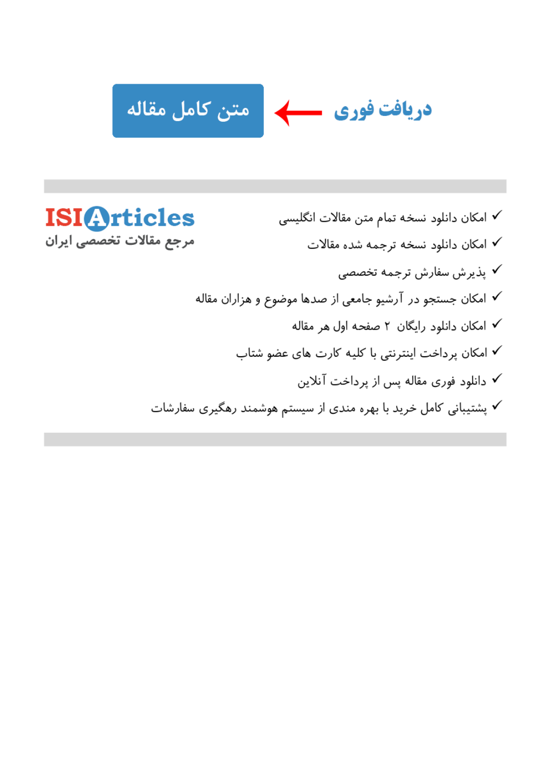دریافت فوری ← متن کامل مقاله

**ISIArticles**
مرجع مقالات تخصصی ایران

- ✓ امکان دانلود نسخه تمام متن مقالات انگلیسی
- ✓ امکان دانلود نسخه ترجمه شده مقالات
- ✓ پذیرش سفارش ترجمه تخصصی
- ✓ امکان جستجو در آرشیو جامعی از صدها موضوع و هزاران مقاله
- ✓ امکان دانلود رایگان ۲ صفحه اول هر مقاله
- ✓ امکان پرداخت اینترنتی با کلیه کارت های عضو شتاب
- ✓ دانلود فوری مقاله پس از پرداخت آنلاین
- ✓ پشتیبانی کامل خرید با بهره مندی از سیستم هوشمند رهگیری سفارشات